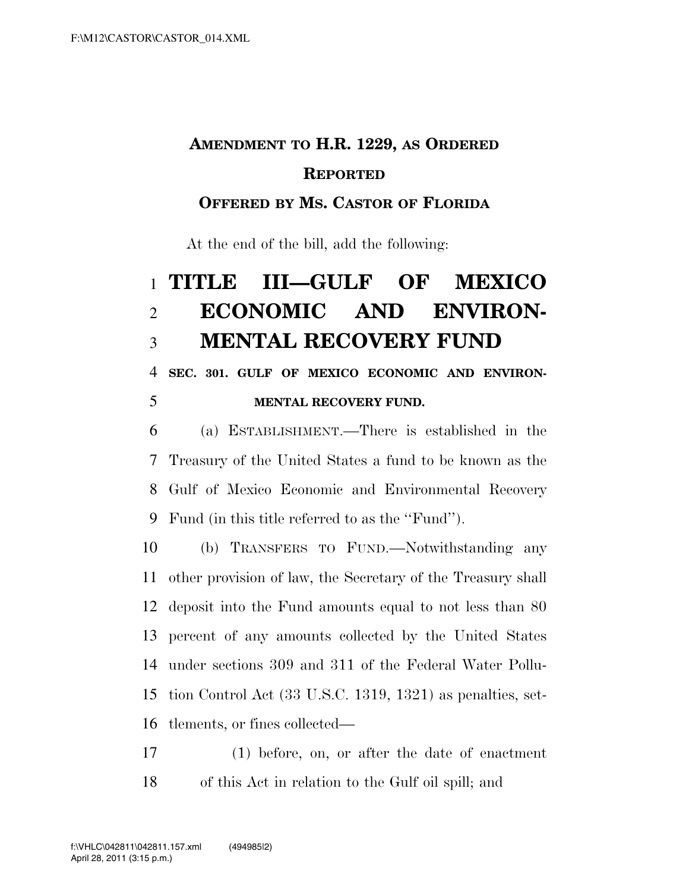**AMENDMENT TO H.R. 1229, AS ORDERED REPORTED**

**OFFERED BY MS. CASTOR OF FLORIDA**

At the end of the bill, add the following:

# TITLE III—GULF OF MEXICO ECONOMIC AND ENVIRONMENTAL RECOVERY FUND

**SEC. 301. GULF OF MEXICO ECONOMIC AND ENVIRONMENTAL RECOVERY FUND.**

(a) ESTABLISHMENT.—There is established in the Treasury of the United States a fund to be known as the Gulf of Mexico Economic and Environmental Recovery Fund (in this title referred to as the "Fund").

(b) TRANSFERS TO FUND.—Notwithstanding any other provision of law, the Secretary of the Treasury shall deposit into the Fund amounts equal to not less than 80 percent of any amounts collected by the United States under sections 309 and 311 of the Federal Water Pollution Control Act (33 U.S.C. 1319, 1321) as penalties, settlements, or fines collected—

(1) before, on, or after the date of enactment of this Act in relation to the Gulf oil spill; and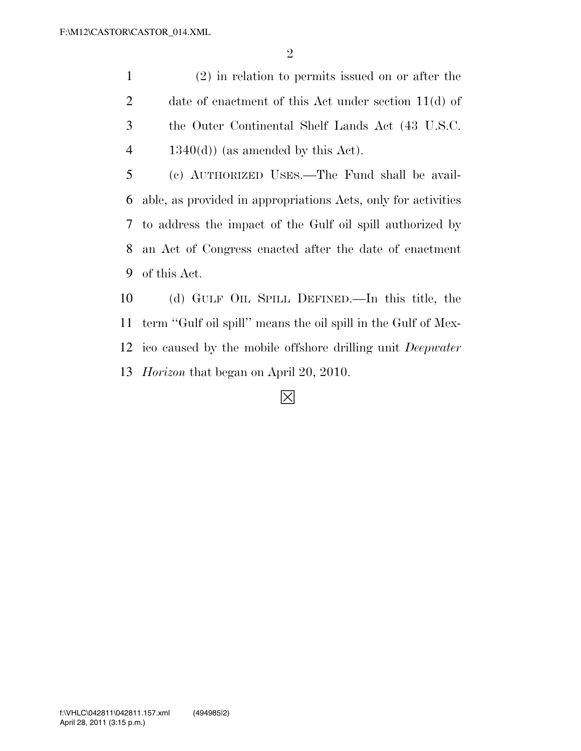(2) in relation to permits issued on or after the date of enactment of this Act under section 11(d) of the Outer Continental Shelf Lands Act (43 U.S.C. 1340(d)) (as amended by this Act).

(c) AUTHORIZED USES.—The Fund shall be available, as provided in appropriations Acts, only for activities to address the impact of the Gulf oil spill authorized by an Act of Congress enacted after the date of enactment of this Act.

(d) GULF OIL SPILL DEFINED.—In this title, the term ''Gulf oil spill'' means the oil spill in the Gulf of Mexico caused by the mobile offshore drilling unit *Deepwater Horizon* that began on April 20, 2010.

☒